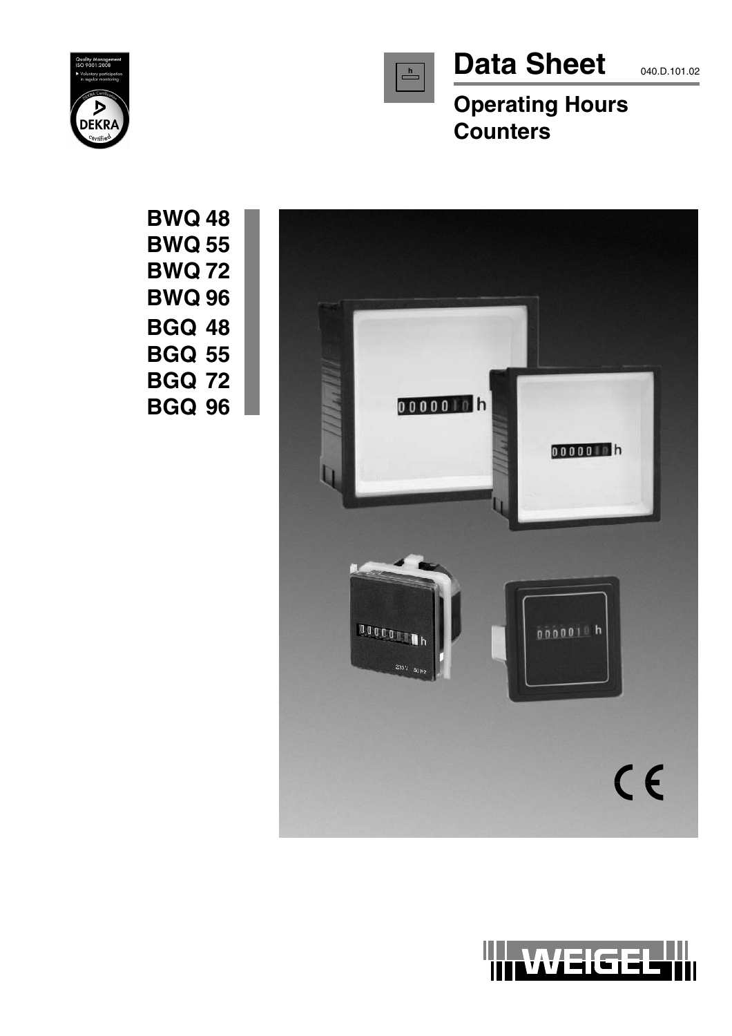# Data Sheet

040.D.101.02

## Operating Hours Counters

**BWQ 48**
**BWQ 55**
**BWQ 72**
**BWQ 96**
**BGQ 48**
**BGQ 55**
**BGQ 72**
**BGQ 96**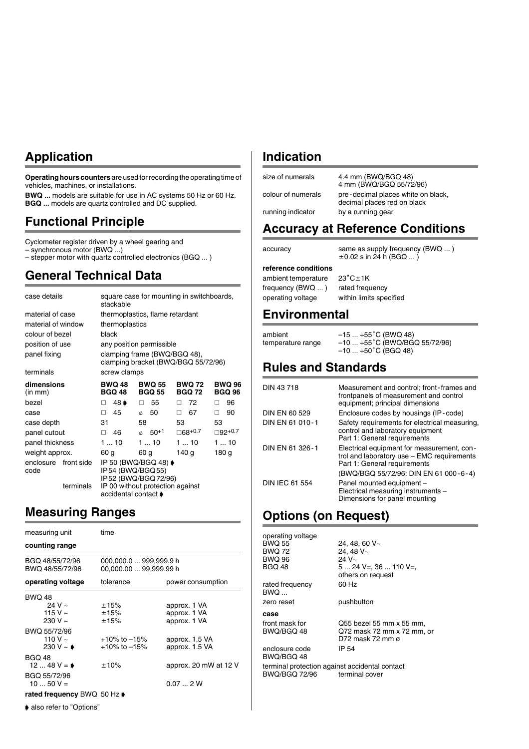## Application

**Operating hours counters** are used for recording the operating time of vehicles, machines, or installations.

**BWQ ...** models are suitable for use in AC systems 50 Hz or 60 Hz.
**BGQ ...** models are quartz controlled and DC supplied.

## Functional Principle

Cyclometer register driven by a wheel gearing and
– synchronous motor (BWQ ...)
– stepper motor with quartz controlled electronics (BGQ ... )

## General Technical Data

| | |
|---|---|
| case details | square case for mounting in switchboards, stackable |
| material of case | thermoplastics, flame retardant |
| material of window | thermoplastics |
| colour of bezel | black |
| position of use | any position permissible |
| panel fixing | clamping frame (BWQ/BGQ 48), clamping bracket (BWQ/BGQ 55/72/96) |
| terminals | screw clamps |

| **dimensions** (in mm) | **BWQ 48 BGQ 48** | **BWQ 55 BGQ 55** | **BWQ 72 BGQ 72** | **BWQ 96 BGQ 96** |
|---|---|---|---|---|
| bezel | □ 48 ➧ | □ 55 | □ 72 | □ 96 |
| case | □ 45 | ø 50 | □ 67 | □ 90 |
| case depth | 31 | 58 | 53 | 53 |
| panel cutout | □ 46 | ø $50^{+1}$ | □$68^{+0.7}$ | □$92^{+0.7}$ |
| panel thickness | 1 ... 10 | 1 ... 10 | 1 ... 10 | 1 ... 10 |
| weight approx. | 60 g | 60 g | 140 g | 180 g |

| | | |
|---|---|---|
| enclosure code | front side | IP 50 (BWQ/BGQ 48) ➧<br>IP 54 (BWQ/BGQ 55)<br>IP 52 (BWQ/BGQ 72/96) |
| | terminals | IP 00 without protection against accidental contact ➧ |

## Measuring Ranges

| | | |
|---|---|---|
| measuring unit | time | |
| **counting range** | | |
| BGQ 48/55/72/96 | 000,000.0 ... 999,999.9 h | |
| BWQ 48/55/72/96 | 00,000.00 ... 99,999.99 h | |
| **operating voltage** | tolerance | power consumption |
| BWQ 48 | | |
| 24 V ~ | ±15% | approx. 1 VA |
| 115 V ~ | ±15% | approx. 1 VA |
| 230 V ~ | ±15% | approx. 1 VA |
| BWQ 55/72/96 | | |
| 110 V ~ | +10% to –15% | approx. 1.5 VA |
| 230 V ~ ➧ | +10% to –15% | approx. 1.5 VA |
| BGQ 48 | | |
| 12 ... 48 V = ➧ | ±10% | approx. 20 mW at 12 V |
| BGQ 55/72/96 | | |
| 10 ... 50 V = | | 0.07 ... 2 W |

**rated frequency** BWQ 50 Hz ➧

➧ also refer to "Options"

## Indication

| | |
|---|---|
| size of numerals | 4.4 mm (BWQ/BGQ 48)<br>4 mm (BWQ/BGQ 55/72/96) |
| colour of numerals | pre-decimal places white on black, decimal places red on black |
| running indicator | by a running gear |

## Accuracy at Reference Conditions

| | |
|---|---|
| accuracy | same as supply frequency (BWQ ... )<br>±0.02 s in 24 h (BGQ ... ) |
| **reference conditions** | |
| ambient temperature | 23˚C±1K |
| frequency (BWQ ... ) | rated frequency |
| operating voltage | within limits specified |

## Environmental

| | |
|---|---|
| ambient temperature range | –15 ... +55˚C (BWQ 48)<br>–10 ... +55˚C (BWQ/BGQ 55/72/96)<br>–10 ... +50˚C (BGQ 48) |

## Rules and Standards

| | |
|---|---|
| DIN 43 718 | Measurement and control; front-frames and frontpanels of measurement and control equipment; principal dimensions |
| DIN EN 60 529 | Enclosure codes by housings (IP-code) |
| DIN EN 61 010-1 | Safety requirements for electrical measuring, control and laboratory equipment Part 1: General requirements |
| DIN EN 61 326-1 | Electrical equipment for measurement, control and laboratory use – EMC requirements Part 1: General requirements<br>(BWQ/BGQ 55/72/96: DIN EN 61 000-6-4) |
| DIN IEC 61 554 | Panel mounted equipment – Electrical measuring instruments – Dimensions for panel mounting |

## Options (on Request)

| | |
|---|---|
| operating voltage | |
| BWQ 55 | 24, 48, 60 V~ |
| BWQ 72 | 24, 48 V~ |
| BWQ 96 | 24 V~ |
| BGQ 48 | 5 ... 24 V=, 36 ... 110 V=, others on request |
| rated frequency BWQ ... | 60 Hz |
| zero reset | pushbutton |
| **case** | |
| front mask for BWQ/BGQ 48 | Q55 bezel 55 mm x 55 mm, Q72 mask 72 mm x 72 mm, or D72 mask 72 mm ø |
| enclosure code BWQ/BGQ 48 | IP 54 |
| terminal protection against accidental contact | |
| BWQ/BGQ 72/96 | terminal cover |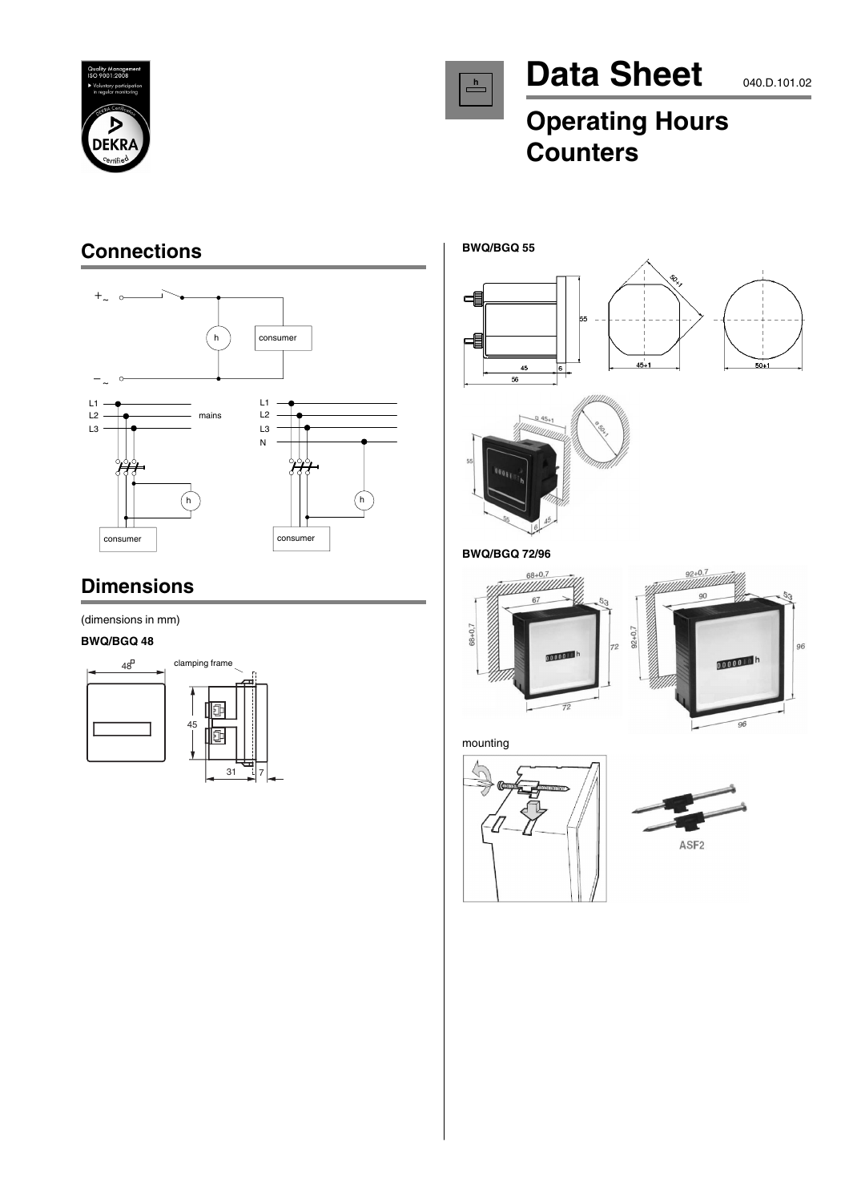# Data Sheet

040.D.101.02

## Operating Hours Counters

## Connections

## Dimensions

(dimensions in mm)

**BWQ/BGQ 48**

**BWQ/BGQ 55**

**BWQ/BGQ 72/96**

mounting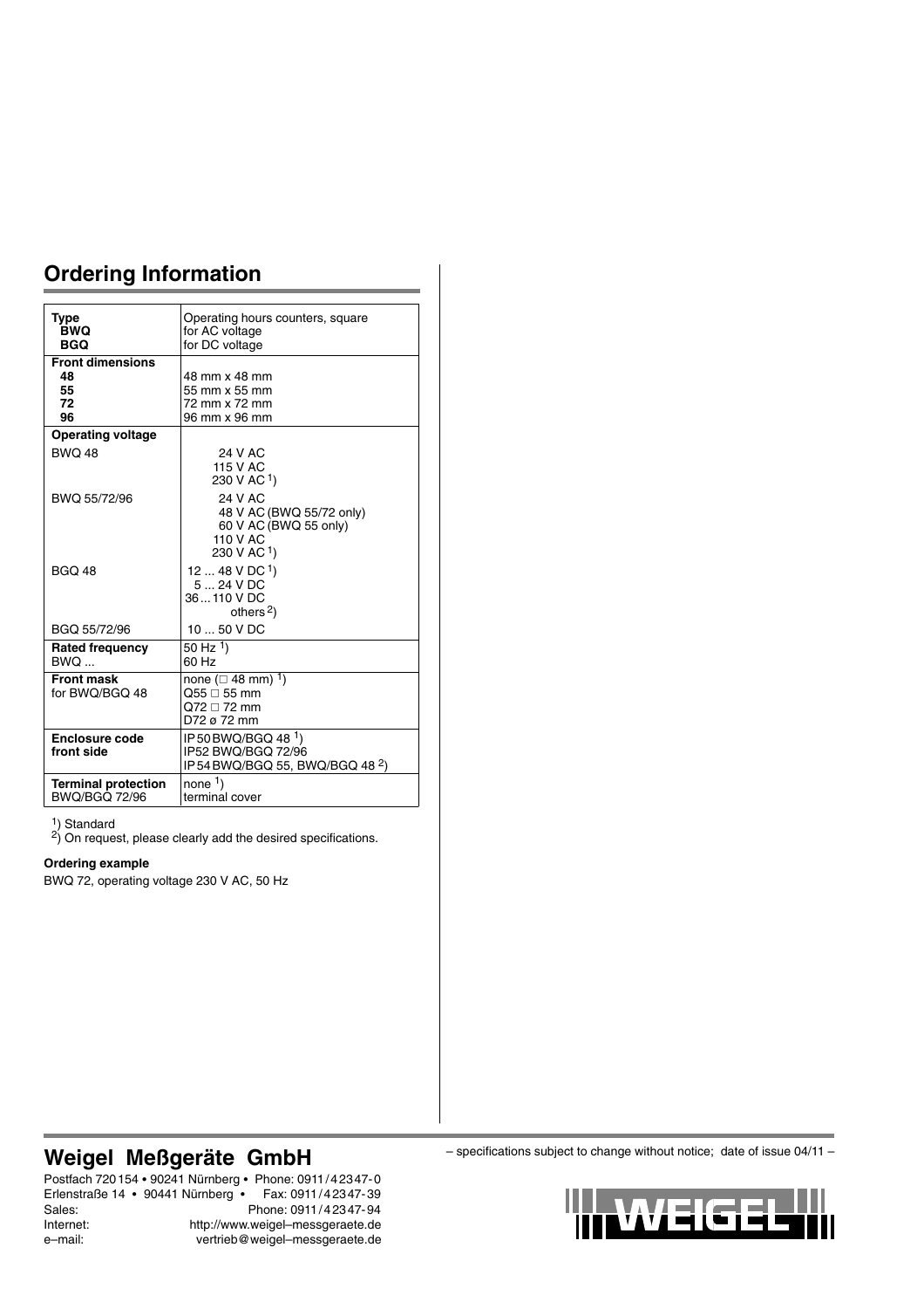## Ordering Information

| | |
|---|---|
| **Type**<br>**BWQ**<br>**BGQ** | Operating hours counters, square<br>for AC voltage<br>for DC voltage |
| **Front dimensions**<br>**48**<br>**55**<br>**72**<br>**96** | <br>48 mm x 48 mm<br>55 mm x 55 mm<br>72 mm x 72 mm<br>96 mm x 96 mm |
| **Operating voltage** | |
| BWQ 48 | 24 V AC<br>115 V AC<br>230 V AC [1]) |
| BWQ 55/72/96 | 24 V AC<br>48 V AC (BWQ 55/72 only)<br>60 V AC (BWQ 55 only)<br>110 V AC<br>230 V AC [1]) |
| BGQ 48 | 12 ... 48 V DC [1])<br>5 ... 24 V DC<br>36 ... 110 V DC<br>others [2]) |
| BGQ 55/72/96 | 10 ... 50 V DC |
| **Rated frequency**<br>BWQ ... | 50 Hz [1])<br>60 Hz |
| **Front mask**<br>for BWQ/BGQ 48 | none (□ 48 mm) [1])<br>Q55 □ 55 mm<br>Q72 □ 72 mm<br>D72 ø 72 mm |
| **Enclosure code**<br>**front side** | IP50 BWQ/BGQ 48 [1])<br>IP52 BWQ/BGQ 72/96<br>IP54 BWQ/BGQ 55, BWQ/BGQ 48 [2]) |
| **Terminal protection**<br>BWQ/BGQ 72/96 | none [1])<br>terminal cover |

[1]) Standard
[2]) On request, please clearly add the desired specifications.

**Ordering example**

BWQ 72, operating voltage 230 V AC, 50 Hz

## Weigel Meßgeräte GmbH

Postfach 720 154 • 90241 Nürnberg • Phone: 0911/42347-0
Erlenstraße 14 • 90441 Nürnberg • Fax: 0911/42347-39
Sales: Phone: 0911/42347-94
Internet: http://www.weigel–messgeraete.de
e–mail: vertrieb@weigel–messgeraete.de

– specifications subject to change without notice; date of issue 04/11 –

WEIGEL